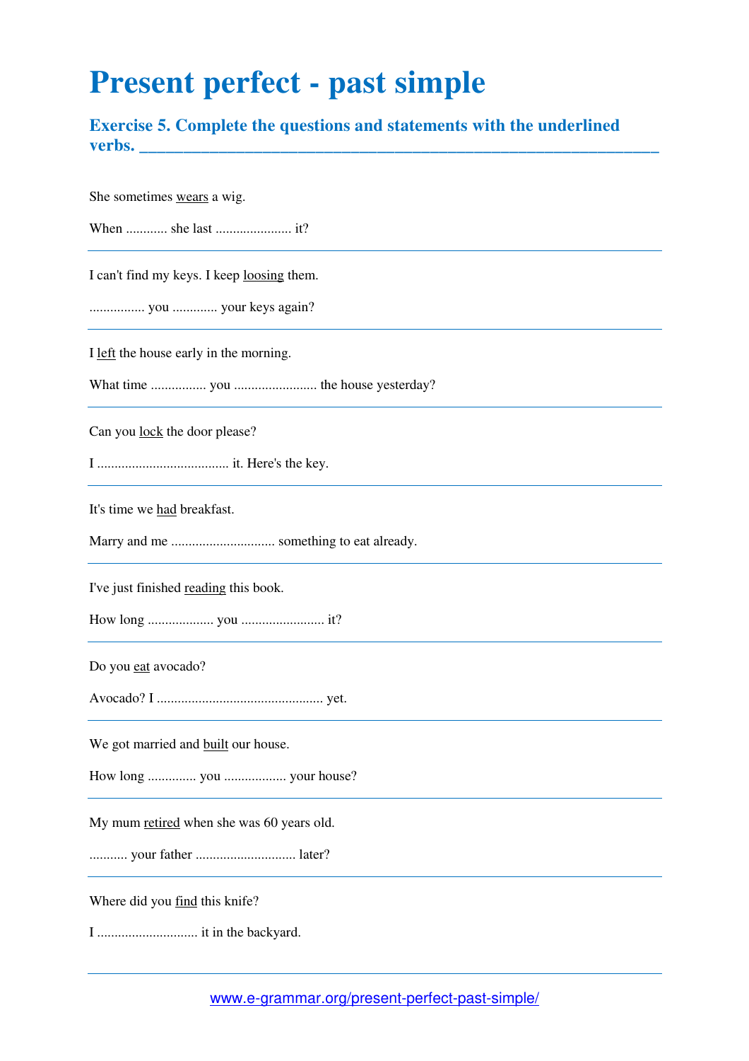# Present perfect - past simple

### Exercise 5. Complete the questions and statements with the underlined verbs.

She sometimes <u>wears</u> a wig.

When ........... she last ..................... it?

---

I can't find my keys. I keep <u>loosing</u> them.

................ you ............ your keys again?

---

I <u>left</u> the house early in the morning.

What time ................ you ........................ the house yesterday?

---

Can you <u>lock</u> the door please?

I ..................................... it. Here's the key.

---

It's time we <u>had</u> breakfast.

Marry and me ............................. something to eat already.

---

I've just finished <u>reading</u> this book.

How long .................. you ........................ it?

---

Do you <u>eat</u> avocado?

Avocado? I ................................................ yet.

---

We got married and <u>built</u> our house.

How long .............. you .................. your house?

---

My mum <u>retired</u> when she was 60 years old.

........... your father ............................ later?

---

Where did you <u>find</u> this knife?

I ............................ it in the backyard.

---

www.e-grammar.org/present-perfect-past-simple/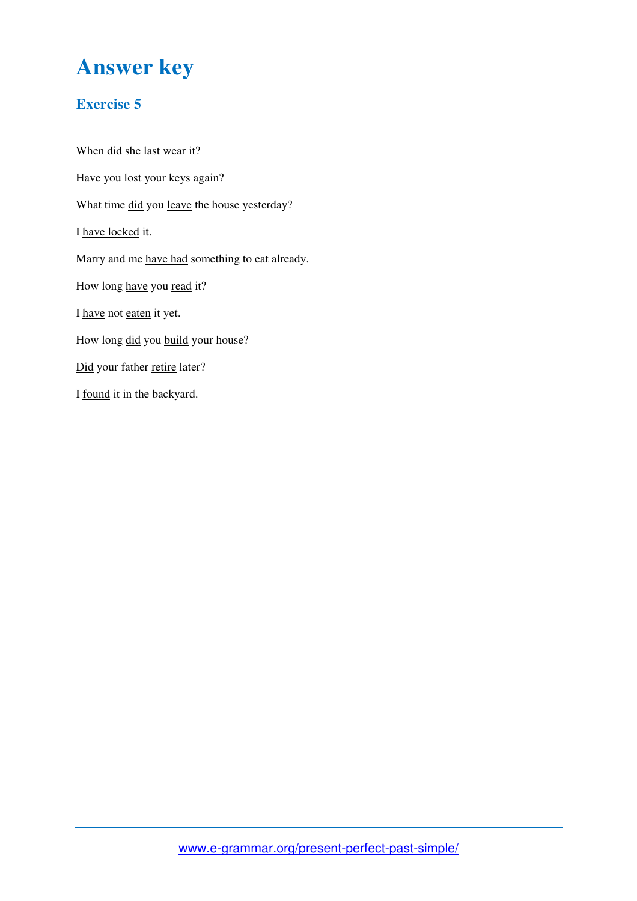# Answer key

## Exercise 5

When <u>did</u> she last <u>wear</u> it?

<u>Have</u> you <u>lost</u> your keys again?

What time <u>did</u> you <u>leave</u> the house yesterday?

I <u>have locked</u> it.

Marry and me <u>have had</u> something to eat already.

How long <u>have</u> you <u>read</u> it?

I <u>have</u> not <u>eaten</u> it yet.

How long <u>did</u> you <u>build</u> your house?

<u>Did</u> your father <u>retire</u> later?

I <u>found</u> it in the backyard.